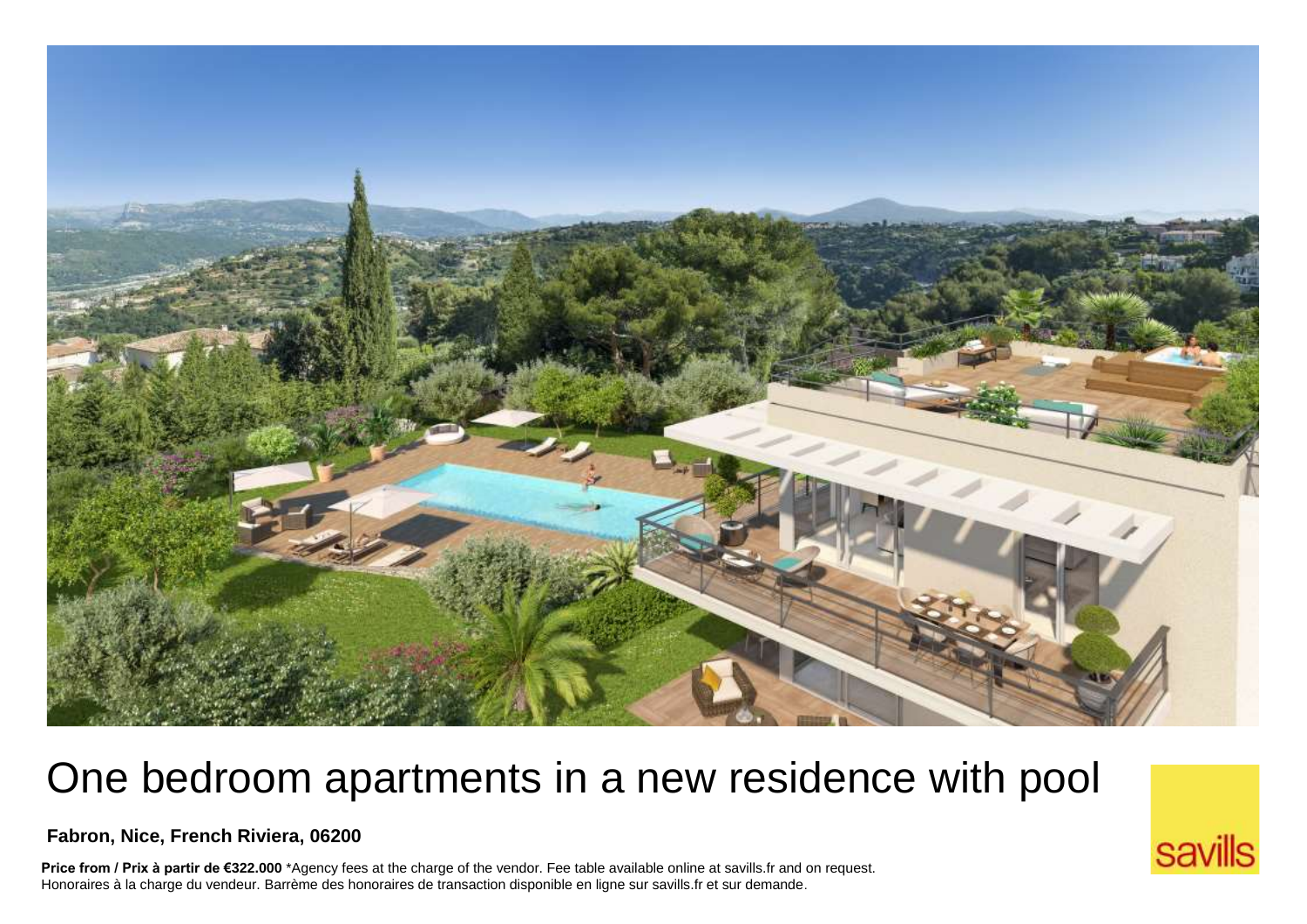# One bedroom apartments in a new residence with pool

**Fabron, Nice, French Riviera, 06200**

**Price from / Prix à partir de €322.000** *Agency fees at the charge of the vendor. Fee table available online at savills.fr and on request. Honoraires à la charge du vendeur. Barrème des honoraires de transaction disponible en ligne sur savills.fr et sur demande.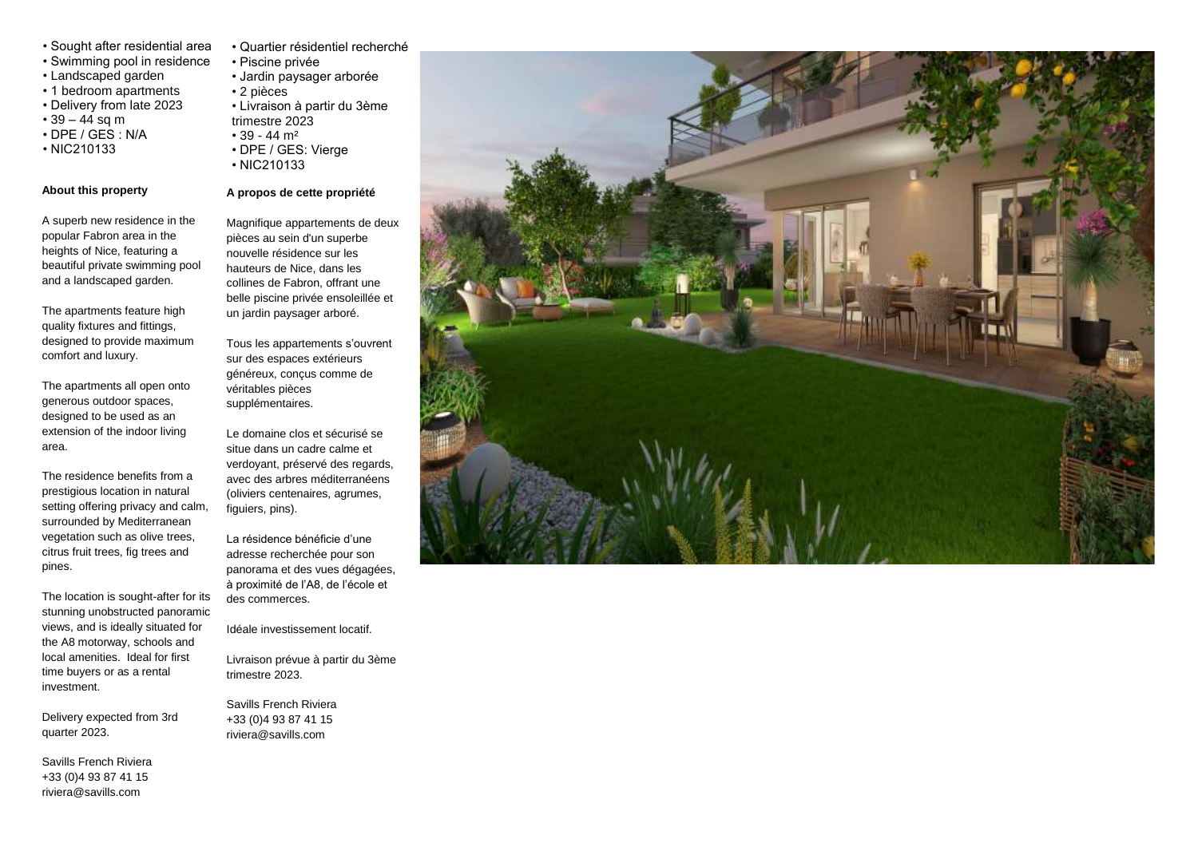- Sought after residential area
- Swimming pool in residence
- Landscaped garden
- 1 bedroom apartments
- Delivery from late 2023
- 39 – 44 sq m
- DPE / GES : N/A
- NIC210133

**About this property**

A superb new residence in the popular Fabron area in the heights of Nice, featuring a beautiful private swimming pool and a landscaped garden.

The apartments feature high quality fixtures and fittings, designed to provide maximum comfort and luxury.

The apartments all open onto generous outdoor spaces, designed to be used as an extension of the indoor living area.

The residence benefits from a prestigious location in natural setting offering privacy and calm, surrounded by Mediterranean vegetation such as olive trees, citrus fruit trees, fig trees and pines.

The location is sought-after for its stunning unobstructed panoramic views, and is ideally situated for the A8 motorway, schools and local amenities. Ideal for first time buyers or as a rental investment.

Delivery expected from 3rd quarter 2023.

Savills French Riviera
+33 (0)4 93 87 41 15
riviera@savills.com

- Quartier résidentiel recherché
- Piscine privée
- Jardin paysager arborée
- 2 pièces
- Livraison à partir du 3ème trimestre 2023
- 39 - 44 m²
- DPE / GES: Vierge
- NIC210133

**A propos de cette propriété**

Magnifique appartements de deux pièces au sein d'un superbe nouvelle résidence sur les hauteurs de Nice, dans les collines de Fabron, offrant une belle piscine privée ensoleillée et un jardin paysager arboré.

Tous les appartements s'ouvrent sur des espaces extérieurs généreux, conçus comme de véritables pièces supplémentaires.

Le domaine clos et sécurisé se situe dans un cadre calme et verdoyant, préservé des regards, avec des arbres méditerranéens (oliviers centenaires, agrumes, figuiers, pins).

La résidence bénéficie d'une adresse recherchée pour son panorama et des vues dégagées, à proximité de l'A8, de l'école et des commerces.

Idéale investissement locatif.

Livraison prévue à partir du 3ème trimestre 2023.

Savills French Riviera
+33 (0)4 93 87 41 15
riviera@savills.com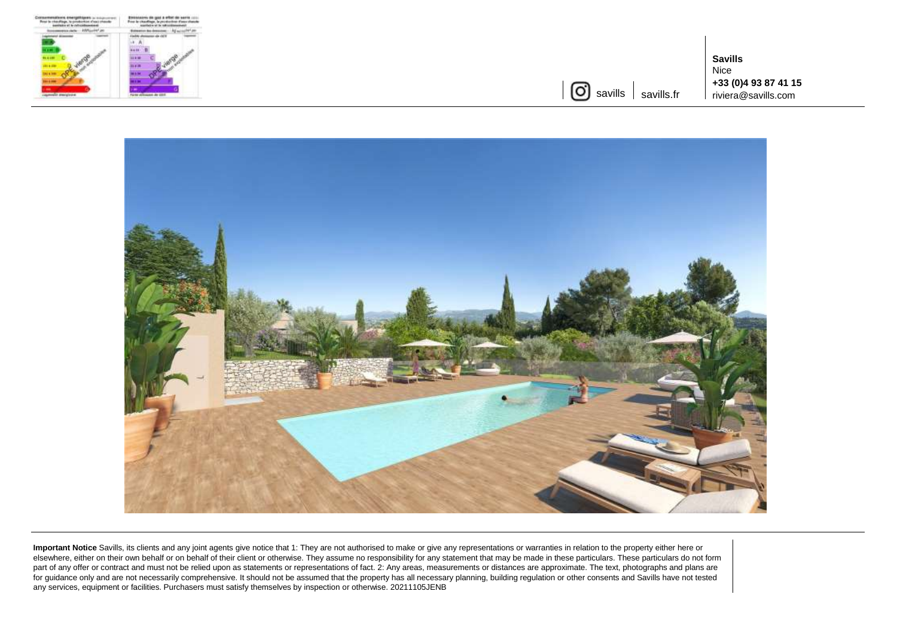savills | savills.fr

**Savills**
Nice
**+33 (0)4 93 87 41 15**
riviera@savills.com

**Important Notice** Savills, its clients and any joint agents give notice that 1: They are not authorised to make or give any representations or warranties in relation to the property either here or elsewhere, either on their own behalf or on behalf of their client or otherwise. They assume no responsibility for any statement that may be made in these particulars. These particulars do not form part of any offer or contract and must not be relied upon as statements or representations of fact. 2: Any areas, measurements or distances are approximate. The text, photographs and plans are for guidance only and are not necessarily comprehensive. It should not be assumed that the property has all necessary planning, building regulation or other consents and Savills have not tested any services, equipment or facilities. Purchasers must satisfy themselves by inspection or otherwise. 20211105JENB